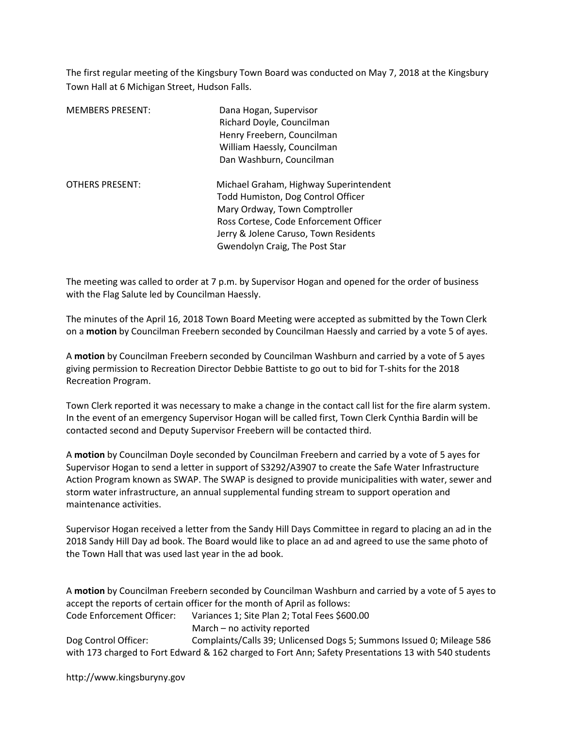The first regular meeting of the Kingsbury Town Board was conducted on May 7, 2018 at the Kingsbury Town Hall at 6 Michigan Street, Hudson Falls.

| | |
|---|---|
| MEMBERS PRESENT: | Dana Hogan, Supervisor |
| | Richard Doyle, Councilman |
| | Henry Freebern, Councilman |
| | William Haessly, Councilman |
| | Dan Washburn, Councilman |
| OTHERS PRESENT: | Michael Graham, Highway Superintendent |
| | Todd Humiston, Dog Control Officer |
| | Mary Ordway, Town Comptroller |
| | Ross Cortese, Code Enforcement Officer |
| | Jerry & Jolene Caruso, Town Residents |
| | Gwendolyn Craig, The Post Star |

The meeting was called to order at 7 p.m. by Supervisor Hogan and opened for the order of business with the Flag Salute led by Councilman Haessly.

The minutes of the April 16, 2018 Town Board Meeting were accepted as submitted by the Town Clerk on a **motion** by Councilman Freebern seconded by Councilman Haessly and carried by a vote 5 of ayes.

A **motion** by Councilman Freebern seconded by Councilman Washburn and carried by a vote of 5 ayes giving permission to Recreation Director Debbie Battiste to go out to bid for T-shits for the 2018 Recreation Program.

Town Clerk reported it was necessary to make a change in the contact call list for the fire alarm system. In the event of an emergency Supervisor Hogan will be called first, Town Clerk Cynthia Bardin will be contacted second and Deputy Supervisor Freebern will be contacted third.

A **motion** by Councilman Doyle seconded by Councilman Freebern and carried by a vote of 5 ayes for Supervisor Hogan to send a letter in support of S3292/A3907 to create the Safe Water Infrastructure Action Program known as SWAP. The SWAP is designed to provide municipalities with water, sewer and storm water infrastructure, an annual supplemental funding stream to support operation and maintenance activities.

Supervisor Hogan received a letter from the Sandy Hill Days Committee in regard to placing an ad in the 2018 Sandy Hill Day ad book. The Board would like to place an ad and agreed to use the same photo of the Town Hall that was used last year in the ad book.

A **motion** by Councilman Freebern seconded by Councilman Washburn and carried by a vote of 5 ayes to accept the reports of certain officer for the month of April as follows:

Code Enforcement Officer: Variances 1; Site Plan 2; Total Fees $600.00
March – no activity reported

Dog Control Officer: Complaints/Calls 39; Unlicensed Dogs 5; Summons Issued 0; Mileage 586 with 173 charged to Fort Edward & 162 charged to Fort Ann; Safety Presentations 13 with 540 students

http://www.kingsburyny.gov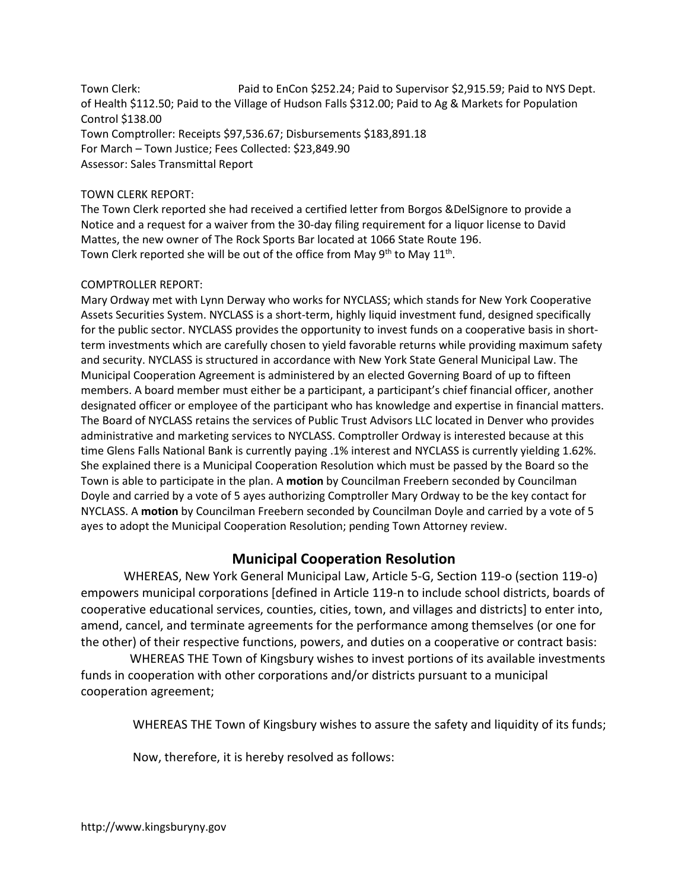Town Clerk: Paid to EnCon $252.24; Paid to Supervisor $2,915.59; Paid to NYS Dept. of Health $112.50; Paid to the Village of Hudson Falls $312.00; Paid to Ag & Markets for Population Control $138.00
Town Comptroller: Receipts $97,536.67; Disbursements $183,891.18
For March – Town Justice; Fees Collected: $23,849.90
Assessor: Sales Transmittal Report

TOWN CLERK REPORT:
The Town Clerk reported she had received a certified letter from Borgos &DelSignore to provide a Notice and a request for a waiver from the 30-day filing requirement for a liquor license to David Mattes, the new owner of The Rock Sports Bar located at 1066 State Route 196.
Town Clerk reported she will be out of the office from May 9th to May 11th.

COMPTROLLER REPORT:
Mary Ordway met with Lynn Derway who works for NYCLASS; which stands for New York Cooperative Assets Securities System. NYCLASS is a short-term, highly liquid investment fund, designed specifically for the public sector. NYCLASS provides the opportunity to invest funds on a cooperative basis in short-term investments which are carefully chosen to yield favorable returns while providing maximum safety and security. NYCLASS is structured in accordance with New York State General Municipal Law. The Municipal Cooperation Agreement is administered by an elected Governing Board of up to fifteen members. A board member must either be a participant, a participant's chief financial officer, another designated officer or employee of the participant who has knowledge and expertise in financial matters. The Board of NYCLASS retains the services of Public Trust Advisors LLC located in Denver who provides administrative and marketing services to NYCLASS. Comptroller Ordway is interested because at this time Glens Falls National Bank is currently paying .1% interest and NYCLASS is currently yielding 1.62%. She explained there is a Municipal Cooperation Resolution which must be passed by the Board so the Town is able to participate in the plan. A **motion** by Councilman Freebern seconded by Councilman Doyle and carried by a vote of 5 ayes authorizing Comptroller Mary Ordway to be the key contact for NYCLASS. A **motion** by Councilman Freebern seconded by Councilman Doyle and carried by a vote of 5 ayes to adopt the Municipal Cooperation Resolution; pending Town Attorney review.

## Municipal Cooperation Resolution

WHEREAS, New York General Municipal Law, Article 5-G, Section 119-o (section 119-o) empowers municipal corporations [defined in Article 119-n to include school districts, boards of cooperative educational services, counties, cities, town, and villages and districts] to enter into, amend, cancel, and terminate agreements for the performance among themselves (or one for the other) of their respective functions, powers, and duties on a cooperative or contract basis:

WHEREAS THE Town of Kingsbury wishes to invest portions of its available investments funds in cooperation with other corporations and/or districts pursuant to a municipal cooperation agreement;

WHEREAS THE Town of Kingsbury wishes to assure the safety and liquidity of its funds;

Now, therefore, it is hereby resolved as follows: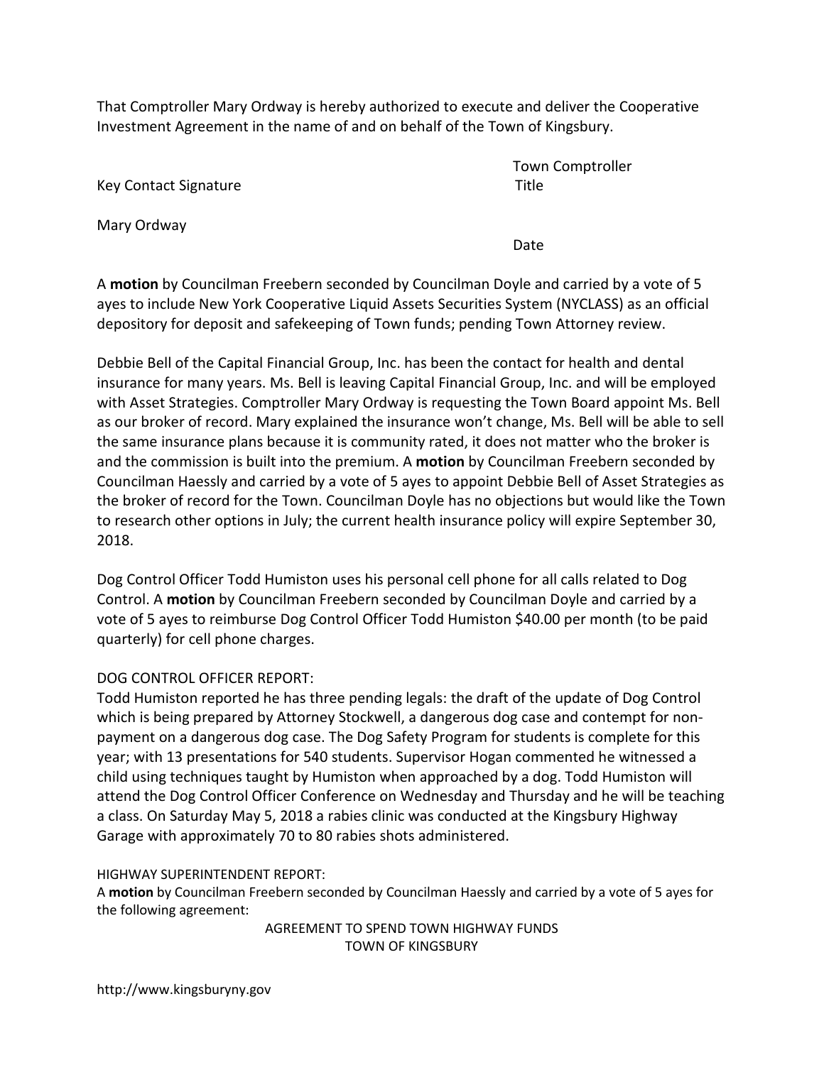That Comptroller Mary Ordway is hereby authorized to execute and deliver the Cooperative Investment Agreement in the name of and on behalf of the Town of Kingsbury.

Key Contact Signature　　　　　　　　　　　　Town Comptroller
　　　　　　　　　　　　　　　　　　　　　　Title

Mary Ordway

　　　　　　　　　　　　　　　　　　　　　　Date

A **motion** by Councilman Freebern seconded by Councilman Doyle and carried by a vote of 5 ayes to include New York Cooperative Liquid Assets Securities System (NYCLASS) as an official depository for deposit and safekeeping of Town funds; pending Town Attorney review.

Debbie Bell of the Capital Financial Group, Inc. has been the contact for health and dental insurance for many years. Ms. Bell is leaving Capital Financial Group, Inc. and will be employed with Asset Strategies. Comptroller Mary Ordway is requesting the Town Board appoint Ms. Bell as our broker of record. Mary explained the insurance won't change, Ms. Bell will be able to sell the same insurance plans because it is community rated, it does not matter who the broker is and the commission is built into the premium. A **motion** by Councilman Freebern seconded by Councilman Haessly and carried by a vote of 5 ayes to appoint Debbie Bell of Asset Strategies as the broker of record for the Town. Councilman Doyle has no objections but would like the Town to research other options in July; the current health insurance policy will expire September 30, 2018.

Dog Control Officer Todd Humiston uses his personal cell phone for all calls related to Dog Control. A **motion** by Councilman Freebern seconded by Councilman Doyle and carried by a vote of 5 ayes to reimburse Dog Control Officer Todd Humiston $40.00 per month (to be paid quarterly) for cell phone charges.

DOG CONTROL OFFICER REPORT:
Todd Humiston reported he has three pending legals: the draft of the update of Dog Control which is being prepared by Attorney Stockwell, a dangerous dog case and contempt for non-payment on a dangerous dog case. The Dog Safety Program for students is complete for this year; with 13 presentations for 540 students. Supervisor Hogan commented he witnessed a child using techniques taught by Humiston when approached by a dog. Todd Humiston will attend the Dog Control Officer Conference on Wednesday and Thursday and he will be teaching a class. On Saturday May 5, 2018 a rabies clinic was conducted at the Kingsbury Highway Garage with approximately 70 to 80 rabies shots administered.

HIGHWAY SUPERINTENDENT REPORT:
A **motion** by Councilman Freebern seconded by Councilman Haessly and carried by a vote of 5 ayes for the following agreement:

AGREEMENT TO SPEND TOWN HIGHWAY FUNDS
TOWN OF KINGSBURY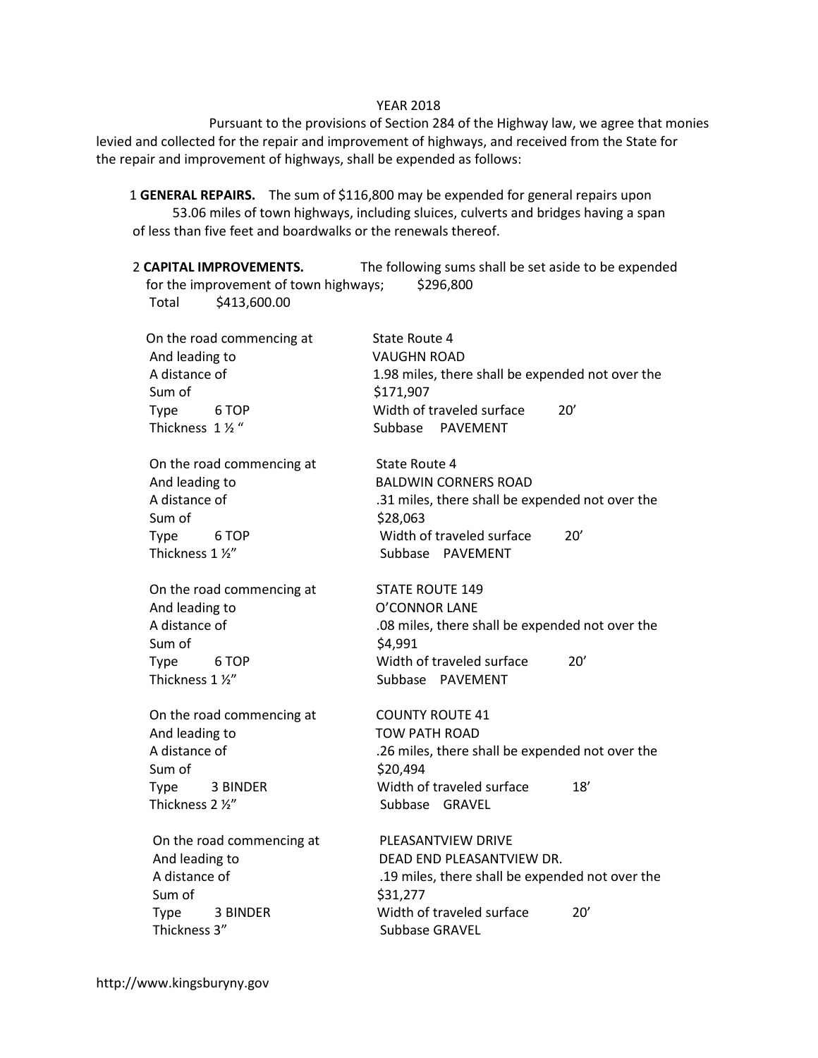YEAR 2018

Pursuant to the provisions of Section 284 of the Highway law, we agree that monies levied and collected for the repair and improvement of highways, and received from the State for the repair and improvement of highways, shall be expended as follows:

1 **GENERAL REPAIRS.** The sum of $116,800 may be expended for general repairs upon 53.06 miles of town highways, including sluices, culverts and bridges having a span of less than five feet and boardwalks or the renewals thereof.

2 **CAPITAL IMPROVEMENTS.** The following sums shall be set aside to be expended for the improvement of town highways; $296,800

Total $413,600.00

| | |
|---|---|
| On the road commencing at | State Route 4 |
| And leading to | VAUGHN ROAD |
| A distance of | 1.98 miles, there shall be expended not over the |
| Sum of | $171,907 |
| Type 6 TOP | Width of traveled surface 20' |
| Thickness 1 ½ " | Subbase PAVEMENT |

| | |
|---|---|
| On the road commencing at | State Route 4 |
| And leading to | BALDWIN CORNERS ROAD |
| A distance of | .31 miles, there shall be expended not over the |
| Sum of | $28,063 |
| Type 6 TOP | Width of traveled surface 20' |
| Thickness 1 ½" | Subbase PAVEMENT |

| | |
|---|---|
| On the road commencing at | STATE ROUTE 149 |
| And leading to | O'CONNOR LANE |
| A distance of | .08 miles, there shall be expended not over the |
| Sum of | $4,991 |
| Type 6 TOP | Width of traveled surface 20' |
| Thickness 1 ½" | Subbase PAVEMENT |

| | |
|---|---|
| On the road commencing at | COUNTY ROUTE 41 |
| And leading to | TOW PATH ROAD |
| A distance of | .26 miles, there shall be expended not over the |
| Sum of | $20,494 |
| Type 3 BINDER | Width of traveled surface 18' |
| Thickness 2 ½" | Subbase GRAVEL |

| | |
|---|---|
| On the road commencing at | PLEASANTVIEW DRIVE |
| And leading to | DEAD END PLEASANTVIEW DR. |
| A distance of | .19 miles, there shall be expended not over the |
| Sum of | $31,277 |
| Type 3 BINDER | Width of traveled surface 20' |
| Thickness 3" | Subbase GRAVEL |

http://www.kingsburyny.gov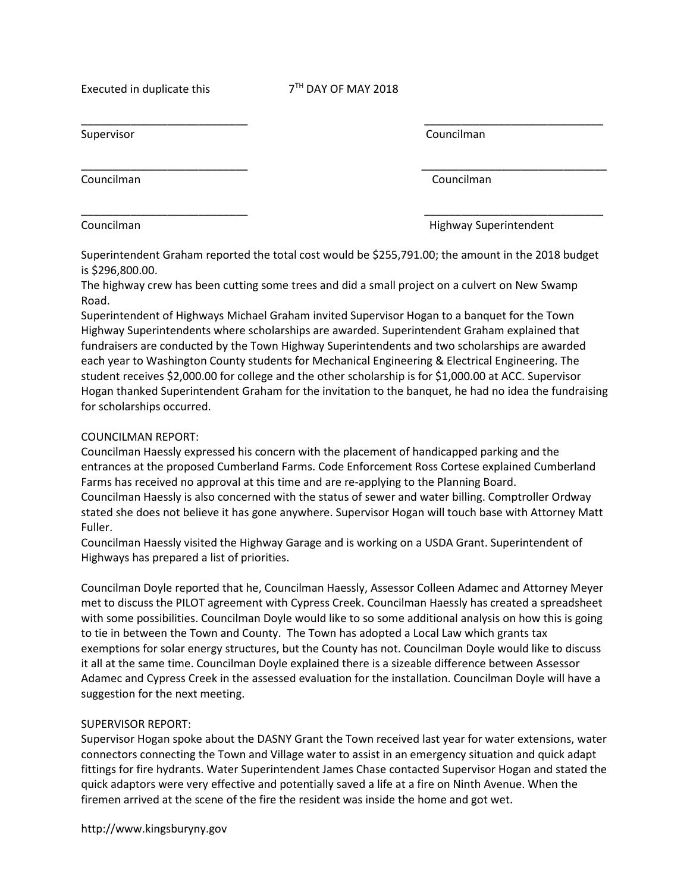Executed in duplicate this 7TH DAY OF MAY 2018

| | |
|---|---|
| ____________________________ | ____________________________ |
| Supervisor | Councilman |
| ____________________________ | ____________________________ |
| Councilman | Councilman |
| ____________________________ | ____________________________ |
| Councilman | Highway Superintendent |

Superintendent Graham reported the total cost would be $255,791.00; the amount in the 2018 budget is $296,800.00.

The highway crew has been cutting some trees and did a small project on a culvert on New Swamp Road.

Superintendent of Highways Michael Graham invited Supervisor Hogan to a banquet for the Town Highway Superintendents where scholarships are awarded. Superintendent Graham explained that fundraisers are conducted by the Town Highway Superintendents and two scholarships are awarded each year to Washington County students for Mechanical Engineering & Electrical Engineering. The student receives $2,000.00 for college and the other scholarship is for $1,000.00 at ACC. Supervisor Hogan thanked Superintendent Graham for the invitation to the banquet, he had no idea the fundraising for scholarships occurred.

COUNCILMAN REPORT:

Councilman Haessly expressed his concern with the placement of handicapped parking and the entrances at the proposed Cumberland Farms. Code Enforcement Ross Cortese explained Cumberland Farms has received no approval at this time and are re-applying to the Planning Board.

Councilman Haessly is also concerned with the status of sewer and water billing. Comptroller Ordway stated she does not believe it has gone anywhere. Supervisor Hogan will touch base with Attorney Matt Fuller.

Councilman Haessly visited the Highway Garage and is working on a USDA Grant. Superintendent of Highways has prepared a list of priorities.

Councilman Doyle reported that he, Councilman Haessly, Assessor Colleen Adamec and Attorney Meyer met to discuss the PILOT agreement with Cypress Creek. Councilman Haessly has created a spreadsheet with some possibilities. Councilman Doyle would like to so some additional analysis on how this is going to tie in between the Town and County. The Town has adopted a Local Law which grants tax exemptions for solar energy structures, but the County has not. Councilman Doyle would like to discuss it all at the same time. Councilman Doyle explained there is a sizeable difference between Assessor Adamec and Cypress Creek in the assessed evaluation for the installation. Councilman Doyle will have a suggestion for the next meeting.

SUPERVISOR REPORT:

Supervisor Hogan spoke about the DASNY Grant the Town received last year for water extensions, water connectors connecting the Town and Village water to assist in an emergency situation and quick adapt fittings for fire hydrants. Water Superintendent James Chase contacted Supervisor Hogan and stated the quick adaptors were very effective and potentially saved a life at a fire on Ninth Avenue. When the firemen arrived at the scene of the fire the resident was inside the home and got wet.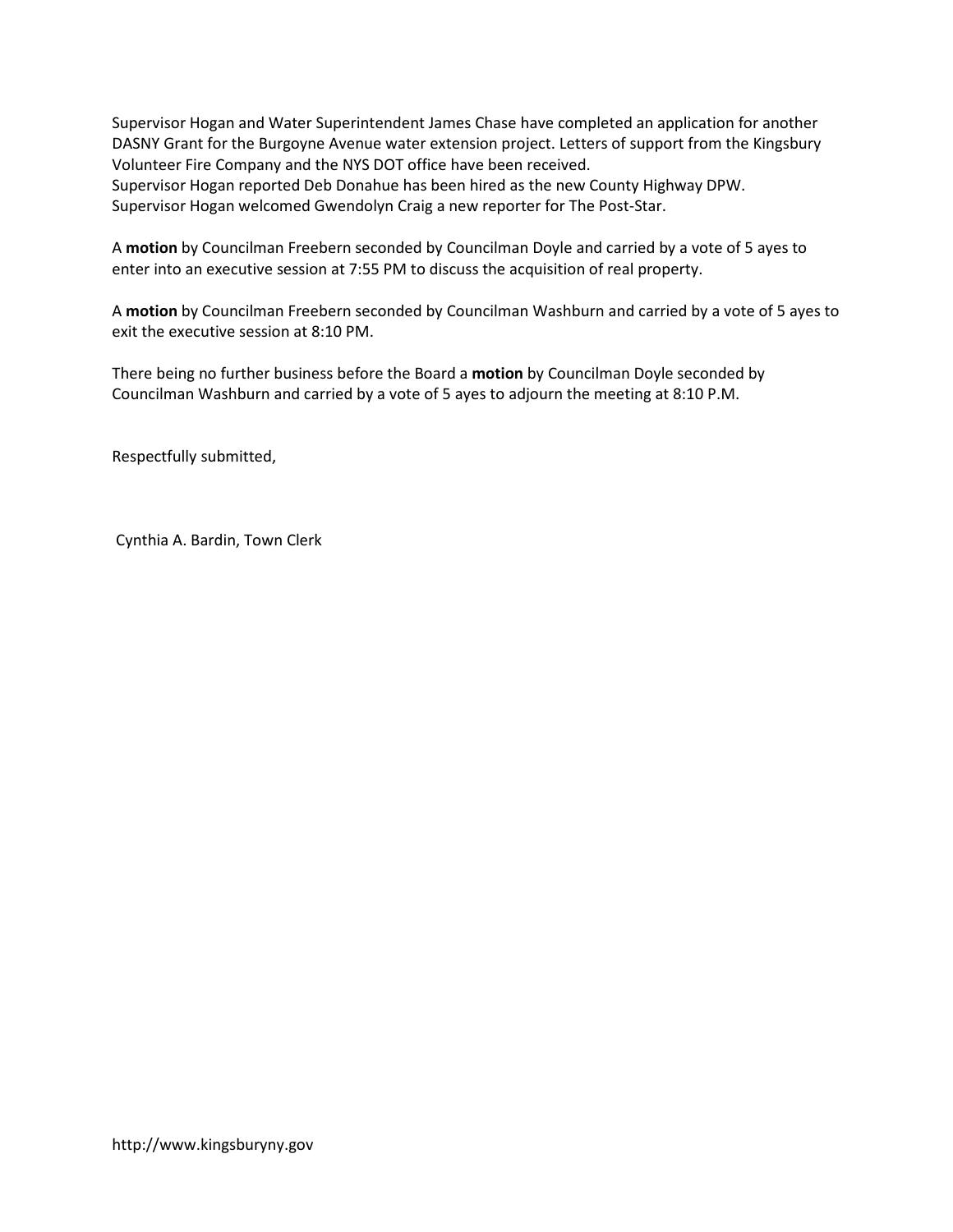Supervisor Hogan and Water Superintendent James Chase have completed an application for another DASNY Grant for the Burgoyne Avenue water extension project. Letters of support from the Kingsbury Volunteer Fire Company and the NYS DOT office have been received.
Supervisor Hogan reported Deb Donahue has been hired as the new County Highway DPW.
Supervisor Hogan welcomed Gwendolyn Craig a new reporter for The Post-Star.

A **motion** by Councilman Freebern seconded by Councilman Doyle and carried by a vote of 5 ayes to enter into an executive session at 7:55 PM to discuss the acquisition of real property.

A **motion** by Councilman Freebern seconded by Councilman Washburn and carried by a vote of 5 ayes to exit the executive session at 8:10 PM.

There being no further business before the Board a **motion** by Councilman Doyle seconded by Councilman Washburn and carried by a vote of 5 ayes to adjourn the meeting at 8:10 P.M.

Respectfully submitted,

Cynthia A. Bardin, Town Clerk

http://www.kingsburyny.gov